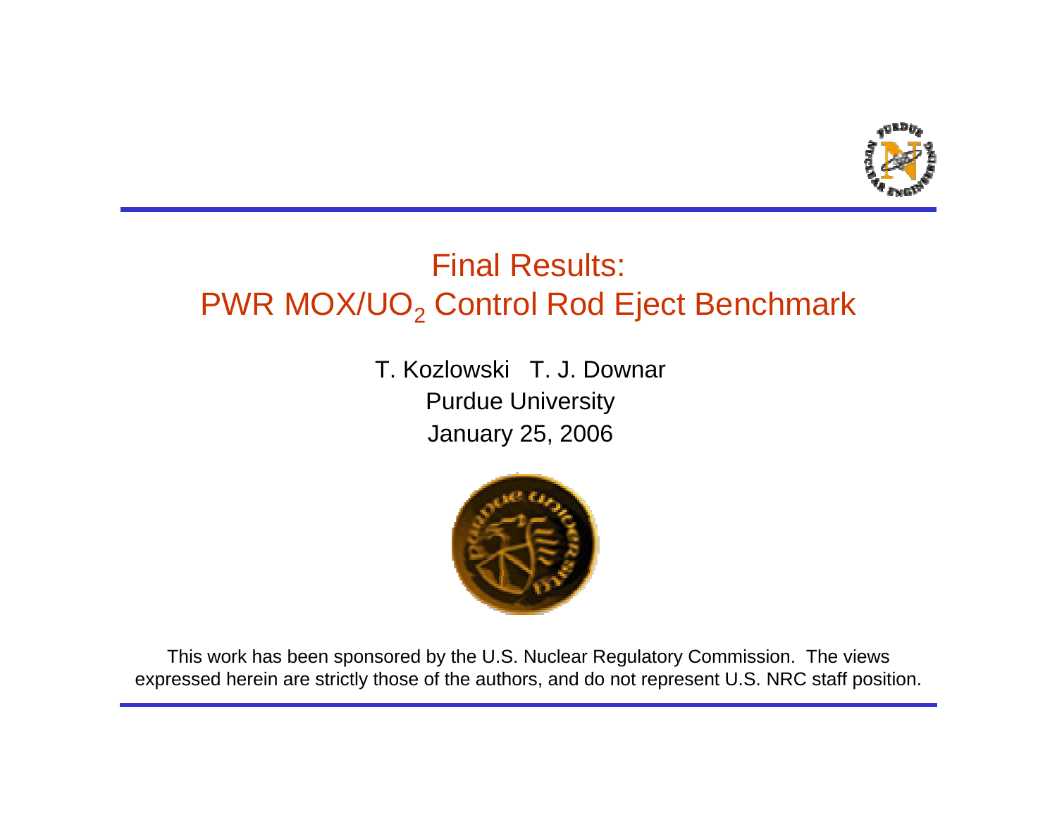# Final Results: PWR MOX/$UO_2$ Control Rod Eject Benchmark

T. Kozlowski T. J. Downar

Purdue University

January 25, 2006

This work has been sponsored by the U.S. Nuclear Regulatory Commission. The views expressed herein are strictly those of the authors, and do not represent U.S. NRC staff position.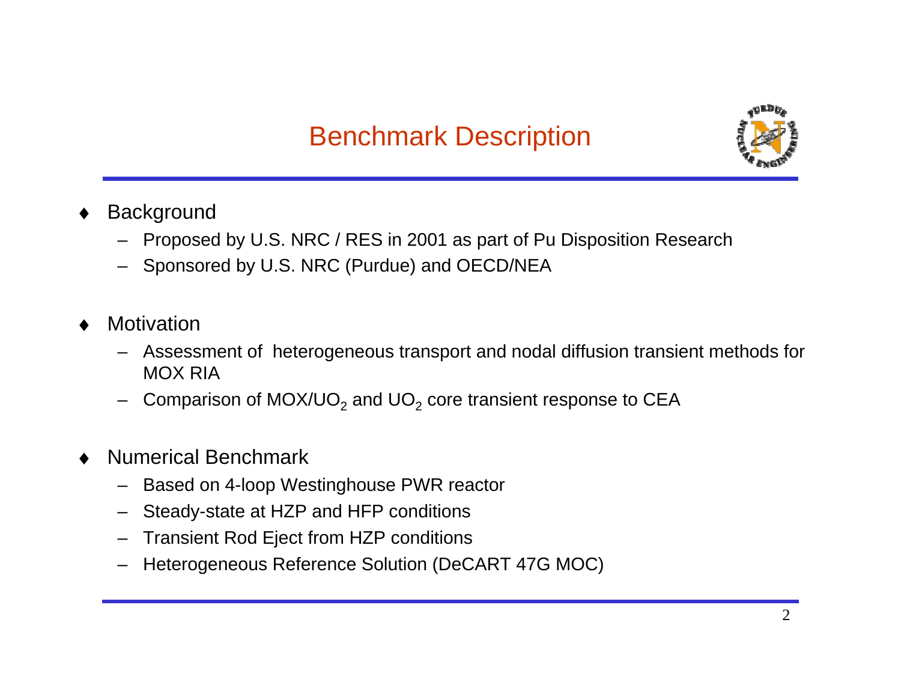# Benchmark Description

- Background
  - Proposed by U.S. NRC / RES in 2001 as part of Pu Disposition Research
  - Sponsored by U.S. NRC (Purdue) and OECD/NEA

- Motivation
  - Assessment of heterogeneous transport and nodal diffusion transient methods for MOX RIA
  - Comparison of MOX/$UO_2$ and $UO_2$ core transient response to CEA

- Numerical Benchmark
  - Based on 4-loop Westinghouse PWR reactor
  - Steady-state at HZP and HFP conditions
  - Transient Rod Eject from HZP conditions
  - Heterogeneous Reference Solution (DeCART 47G MOC)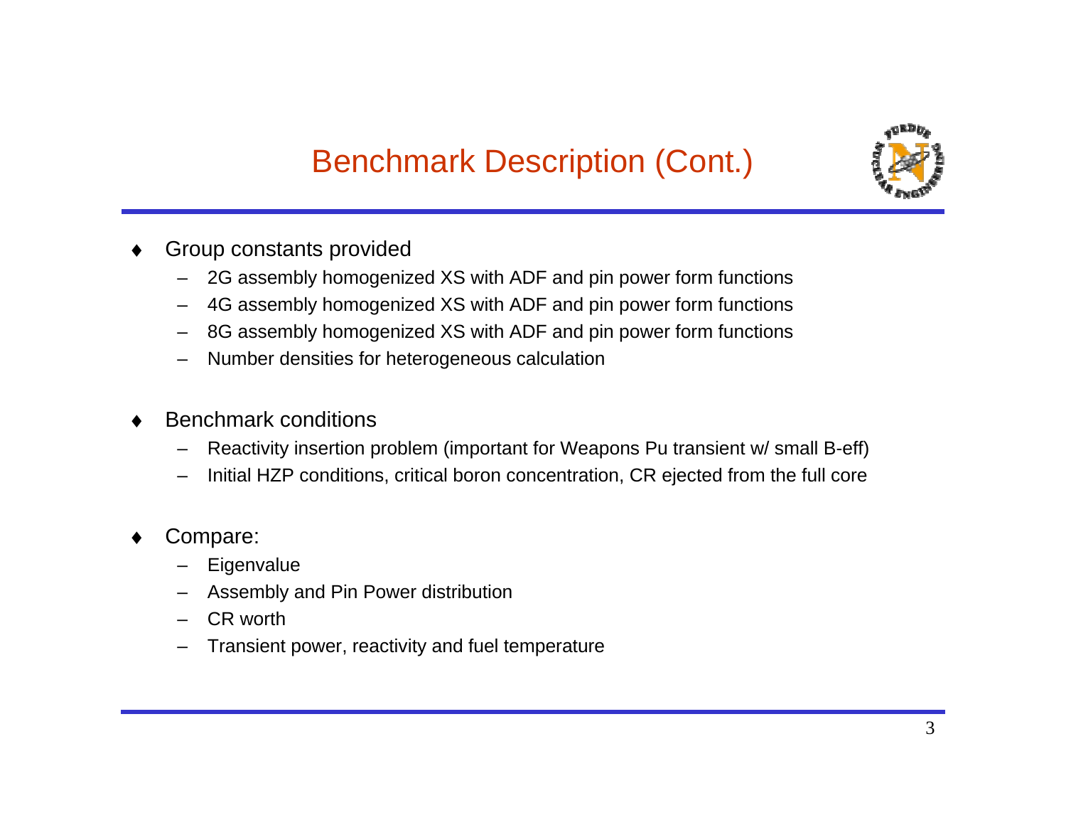# Benchmark Description (Cont.)

- Group constants provided
  - 2G assembly homogenized XS with ADF and pin power form functions
  - 4G assembly homogenized XS with ADF and pin power form functions
  - 8G assembly homogenized XS with ADF and pin power form functions
  - Number densities for heterogeneous calculation

- Benchmark conditions
  - Reactivity insertion problem (important for Weapons Pu transient w/ small B-eff)
  - Initial HZP conditions, critical boron concentration, CR ejected from the full core

- Compare:
  - Eigenvalue
  - Assembly and Pin Power distribution
  - CR worth
  - Transient power, reactivity and fuel temperature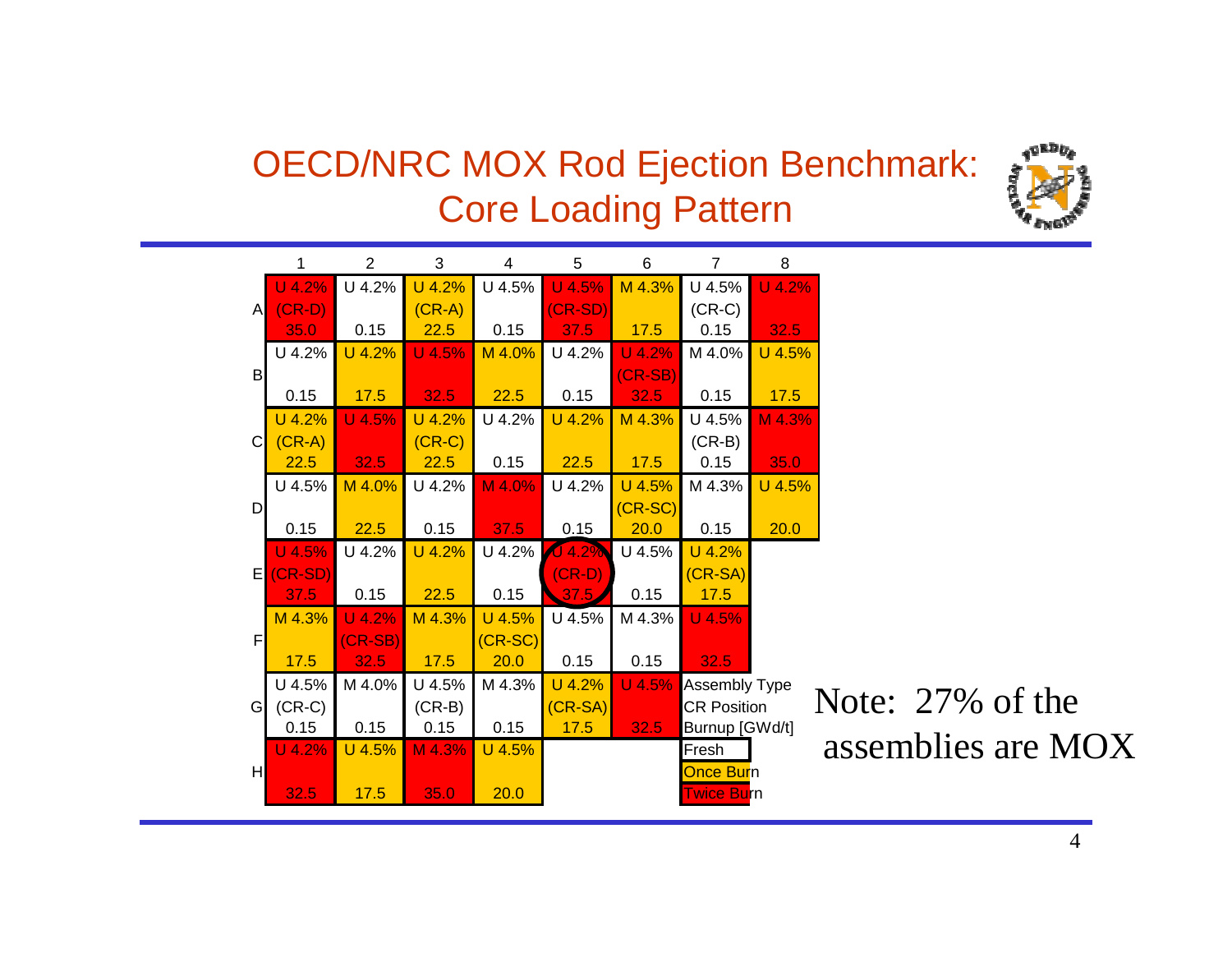# OECD/NRC MOX Rod Ejection Benchmark: Core Loading Pattern

| | 1 | 2 | 3 | 4 | 5 | 6 | 7 | 8 |
|---|---|---|---|---|---|---|---|---|
| A | U 4.2% (CR-D) 35.0 | U 4.2% 0.15 | U 4.2% (CR-A) 22.5 | U 4.5% 0.15 | U 4.5% (CR-SD) 37.5 | M 4.3% 17.5 | U 4.5% (CR-C) 0.15 | U 4.2% 32.5 |
| B | U 4.2% 0.15 | U 4.2% 17.5 | U 4.5% 32.5 | M 4.0% 22.5 | U 4.2% 0.15 | U 4.2% (CR-SB) 32.5 | M 4.0% 0.15 | U 4.5% 17.5 |
| C | U 4.2% (CR-A) 22.5 | U 4.5% 32.5 | U 4.2% (CR-C) 22.5 | U 4.2% 0.15 | U 4.2% 22.5 | M 4.3% 17.5 | U 4.5% (CR-B) 0.15 | M 4.3% 35.0 |
| D | U 4.5% 0.15 | M 4.0% 22.5 | U 4.2% 0.15 | M 4.0% 37.5 | U 4.2% 0.15 | U 4.5% (CR-SC) 20.0 | M 4.3% 0.15 | U 4.5% 20.0 |
| E | U 4.5% (CR-SD) 37.5 | U 4.2% 0.15 | U 4.2% 22.5 | U 4.2% 0.15 | U 4.2% (CR-D) 37.5 | U 4.5% 0.15 | U 4.2% (CR-SA) 17.5 | |
| F | M 4.3% 17.5 | U 4.2% (CR-SB) 32.5 | M 4.3% 17.5 | U 4.5% (CR-SC) 20.0 | U 4.5% 0.15 | M 4.3% 0.15 | U 4.5% 32.5 | |
| G | U 4.5% (CR-C) 0.15 | M 4.0% 0.15 | U 4.5% (CR-B) 0.15 | M 4.3% 0.15 | U 4.2% (CR-SA) 17.5 | U 4.5% 32.5 | | |
| H | U 4.2% 32.5 | U 4.5% 17.5 | M 4.3% 35.0 | U 4.5% 20.0 | | | | |

Legend:
- Assembly Type
- CR Position
- Burnup [GWd/t]

- Fresh
- Once Burn
- Twice Burn

Note: 27% of the assemblies are MOX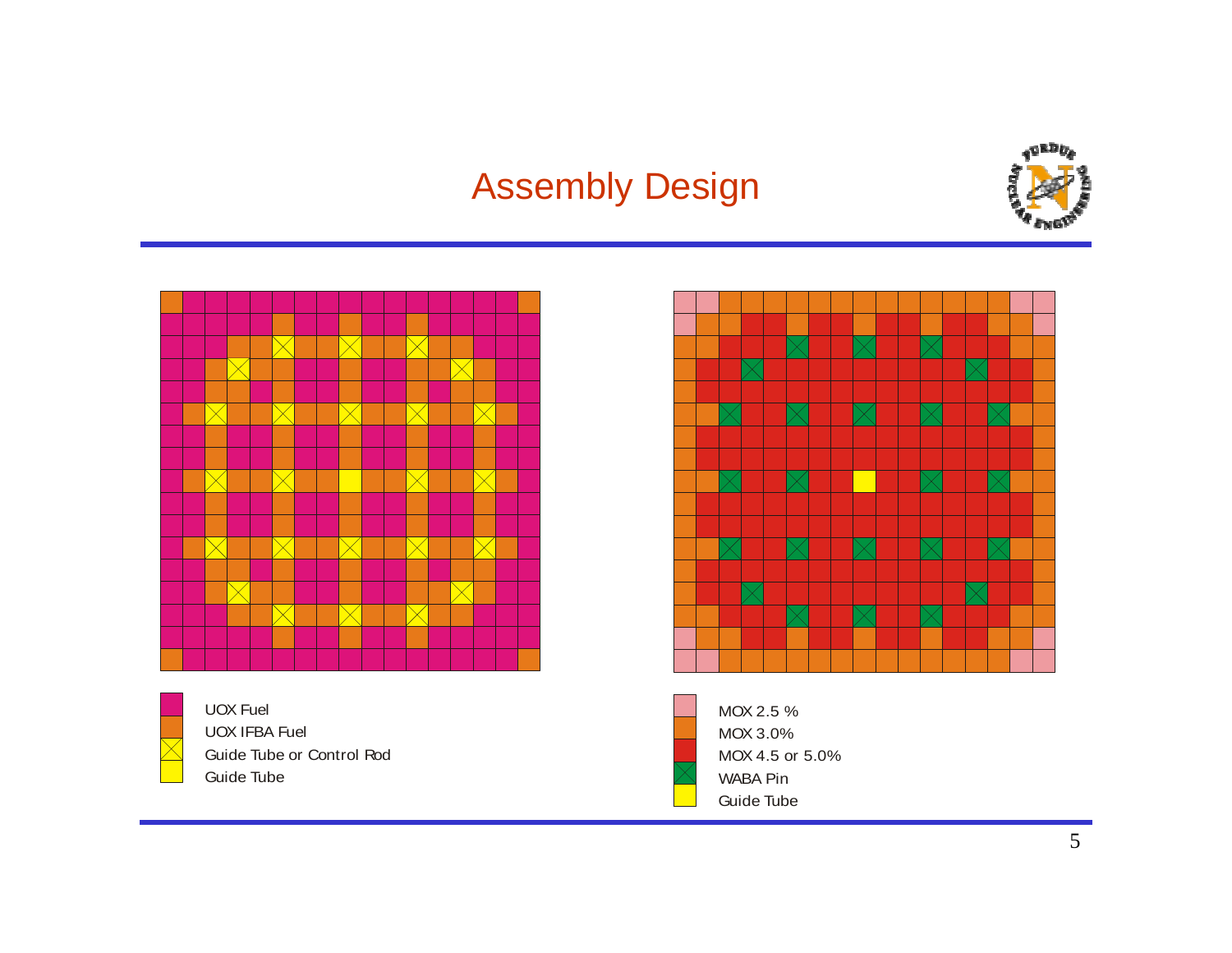# Assembly Design

- UOX Fuel
- UOX IFBA Fuel
- Guide Tube or Control Rod
- Guide Tube

- MOX 2.5 %
- MOX 3.0%
- MOX 4.5 or 5.0%
- WABA Pin
- Guide Tube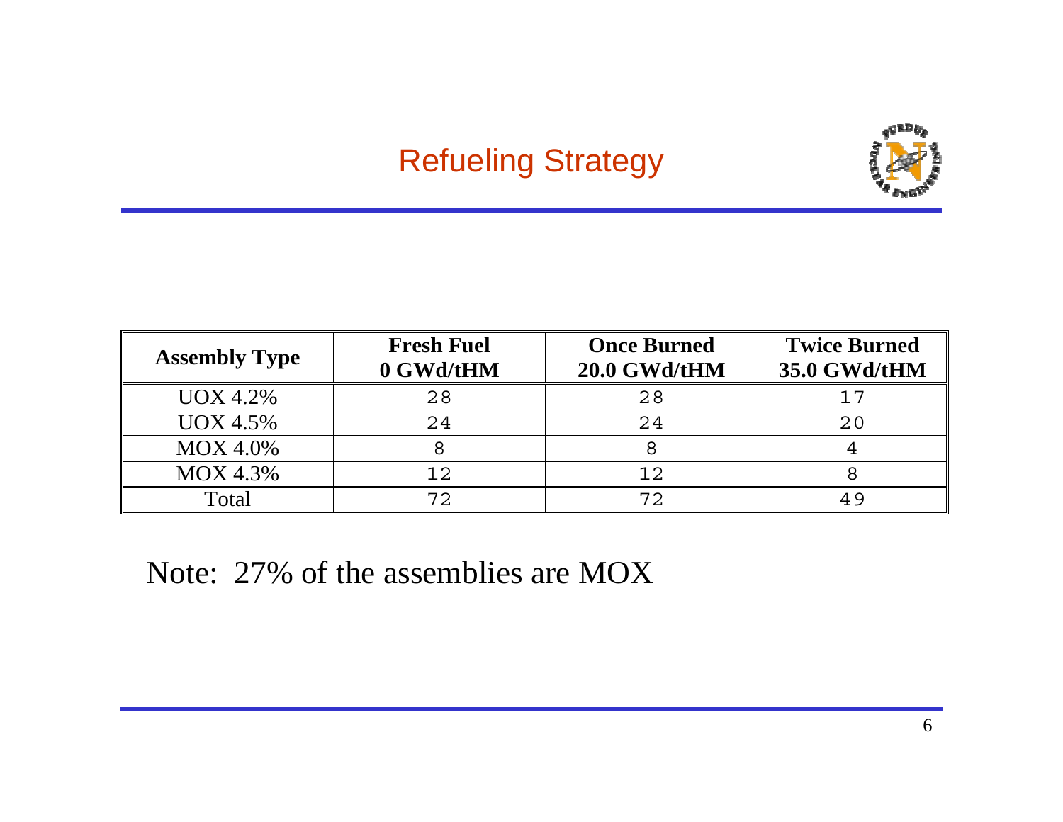# Refueling Strategy

| Assembly Type | Fresh Fuel 0 GWd/tHM | Once Burned 20.0 GWd/tHM | Twice Burned 35.0 GWd/tHM |
|---|---|---|---|
| UOX 4.2% | 28 | 28 | 17 |
| UOX 4.5% | 24 | 24 | 20 |
| MOX 4.0% | 8 | 8 | 4 |
| MOX 4.3% | 12 | 12 | 8 |
| Total | 72 | 72 | 49 |

Note: 27% of the assemblies are MOX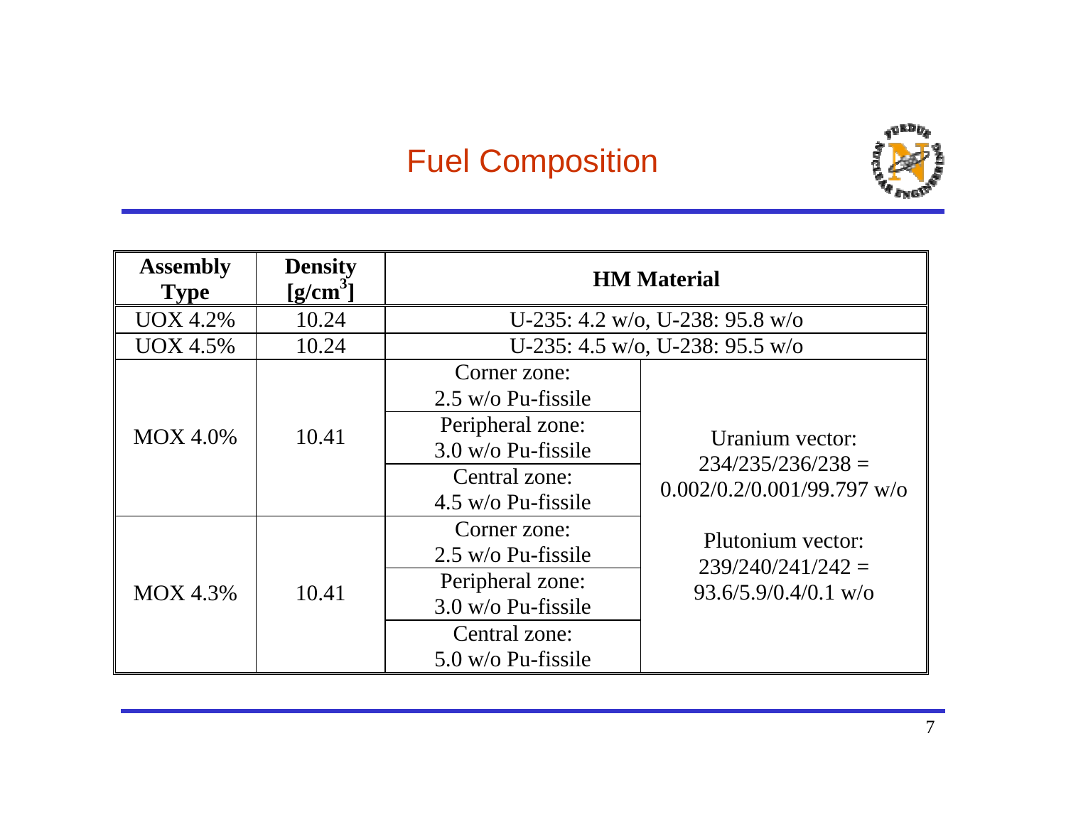# Fuel Composition

| Assembly Type | Density [g/cm$^3$] | HM Material | |
|---|---|---|---|
| UOX 4.2% | 10.24 | U-235: 4.2 w/o, U-238: 95.8 w/o | |
| UOX 4.5% | 10.24 | U-235: 4.5 w/o, U-238: 95.5 w/o | |
| MOX 4.0% | 10.41 | Corner zone: 2.5 w/o Pu-fissile | Uranium vector: 234/235/236/238 = 0.002/0.2/0.001/99.797 w/o<br>Plutonium vector: 239/240/241/242 = 93.6/5.9/0.4/0.1 w/o |
| | | Peripheral zone: 3.0 w/o Pu-fissile | |
| | | Central zone: 4.5 w/o Pu-fissile | |
| MOX 4.3% | 10.41 | Corner zone: 2.5 w/o Pu-fissile | |
| | | Peripheral zone: 3.0 w/o Pu-fissile | |
| | | Central zone: 5.0 w/o Pu-fissile | |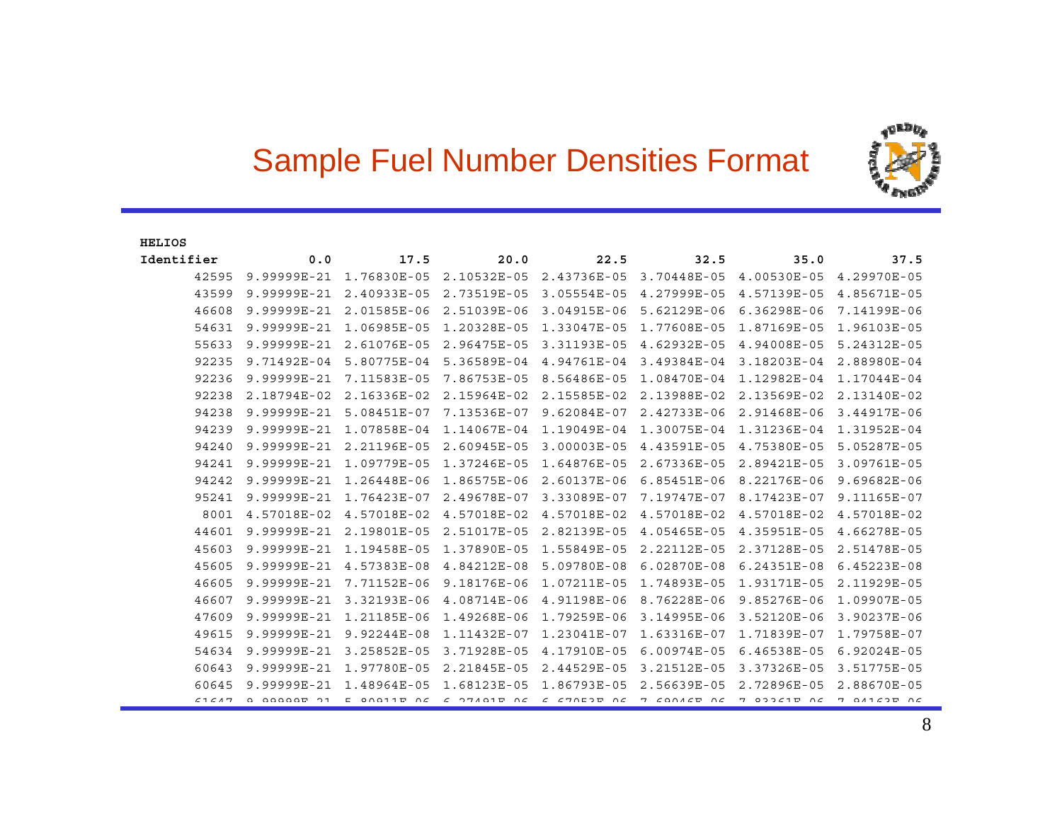# Sample Fuel Number Densities Format

**HELIOS**

| Identifier | 0.0 | 17.5 | 20.0 | 22.5 | 32.5 | 35.0 | 37.5 |
|---|---|---|---|---|---|---|---|
| 42595 | 9.99999E-21 | 1.76830E-05 | 2.10532E-05 | 2.43736E-05 | 3.70448E-05 | 4.00530E-05 | 4.29970E-05 |
| 43599 | 9.99999E-21 | 2.40933E-05 | 2.73519E-05 | 3.05554E-05 | 4.27999E-05 | 4.57139E-05 | 4.85671E-05 |
| 46608 | 9.99999E-21 | 2.01585E-06 | 2.51039E-06 | 3.04915E-06 | 5.62129E-06 | 6.36298E-06 | 7.14199E-06 |
| 54631 | 9.99999E-21 | 1.06985E-05 | 1.20328E-05 | 1.33047E-05 | 1.77608E-05 | 1.87169E-05 | 1.96103E-05 |
| 55633 | 9.99999E-21 | 2.61076E-05 | 2.96475E-05 | 3.31193E-05 | 4.62932E-05 | 4.94008E-05 | 5.24312E-05 |
| 92235 | 9.71492E-04 | 5.80775E-04 | 5.36589E-04 | 4.94761E-04 | 3.49384E-04 | 3.18203E-04 | 2.88980E-04 |
| 92236 | 9.99999E-21 | 7.11583E-05 | 7.86753E-05 | 8.56486E-05 | 1.08470E-04 | 1.12982E-04 | 1.17044E-04 |
| 92238 | 2.18794E-02 | 2.16336E-02 | 2.15964E-02 | 2.15585E-02 | 2.13988E-02 | 2.13569E-02 | 2.13140E-02 |
| 94238 | 9.99999E-21 | 5.08451E-07 | 7.13536E-07 | 9.62084E-07 | 2.42733E-06 | 2.91468E-06 | 3.44917E-06 |
| 94239 | 9.99999E-21 | 1.07858E-04 | 1.14067E-04 | 1.19049E-04 | 1.30075E-04 | 1.31236E-04 | 1.31952E-04 |
| 94240 | 9.99999E-21 | 2.21196E-05 | 2.60945E-05 | 3.00003E-05 | 4.43591E-05 | 4.75380E-05 | 5.05287E-05 |
| 94241 | 9.99999E-21 | 1.09779E-05 | 1.37246E-05 | 1.64876E-05 | 2.67336E-05 | 2.89421E-05 | 3.09761E-05 |
| 94242 | 9.99999E-21 | 1.26448E-06 | 1.86575E-06 | 2.60137E-06 | 6.85451E-06 | 8.22176E-06 | 9.69682E-06 |
| 95241 | 9.99999E-21 | 1.76423E-07 | 2.49678E-07 | 3.33089E-07 | 7.19747E-07 | 8.17423E-07 | 9.11165E-07 |
| 8001 | 4.57018E-02 | 4.57018E-02 | 4.57018E-02 | 4.57018E-02 | 4.57018E-02 | 4.57018E-02 | 4.57018E-02 |
| 44601 | 9.99999E-21 | 2.19801E-05 | 2.51017E-05 | 2.82139E-05 | 4.05465E-05 | 4.35951E-05 | 4.66278E-05 |
| 45603 | 9.99999E-21 | 1.19458E-05 | 1.37890E-05 | 1.55849E-05 | 2.22112E-05 | 2.37128E-05 | 2.51478E-05 |
| 45605 | 9.99999E-21 | 4.57383E-08 | 4.84212E-08 | 5.09780E-08 | 6.02870E-08 | 6.24351E-08 | 6.45223E-08 |
| 46605 | 9.99999E-21 | 7.71152E-06 | 9.18176E-06 | 1.07211E-05 | 1.74893E-05 | 1.93171E-05 | 2.11929E-05 |
| 46607 | 9.99999E-21 | 3.32193E-06 | 4.08714E-06 | 4.91198E-06 | 8.76228E-06 | 9.85276E-06 | 1.09907E-05 |
| 47609 | 9.99999E-21 | 1.21185E-06 | 1.49268E-06 | 1.79259E-06 | 3.14995E-06 | 3.52120E-06 | 3.90237E-06 |
| 49615 | 9.99999E-21 | 9.92244E-08 | 1.11432E-07 | 1.23041E-07 | 1.63316E-07 | 1.71839E-07 | 1.79758E-07 |
| 54634 | 9.99999E-21 | 3.25852E-05 | 3.71928E-05 | 4.17910E-05 | 6.00974E-05 | 6.46538E-05 | 6.92024E-05 |
| 60643 | 9.99999E-21 | 1.97780E-05 | 2.21845E-05 | 2.44529E-05 | 3.21512E-05 | 3.37326E-05 | 3.51775E-05 |
| 60645 | 9.99999E-21 | 1.48964E-05 | 1.68123E-05 | 1.86793E-05 | 2.56639E-05 | 2.72896E-05 | 2.88670E-05 |
| 61647 | 9.99999E-21 | 5.80911E-06 | 6.27491E-06 | 6.67053E-06 | 7.69046E-06 | 7.83361E-06 | 7.94163E-06 |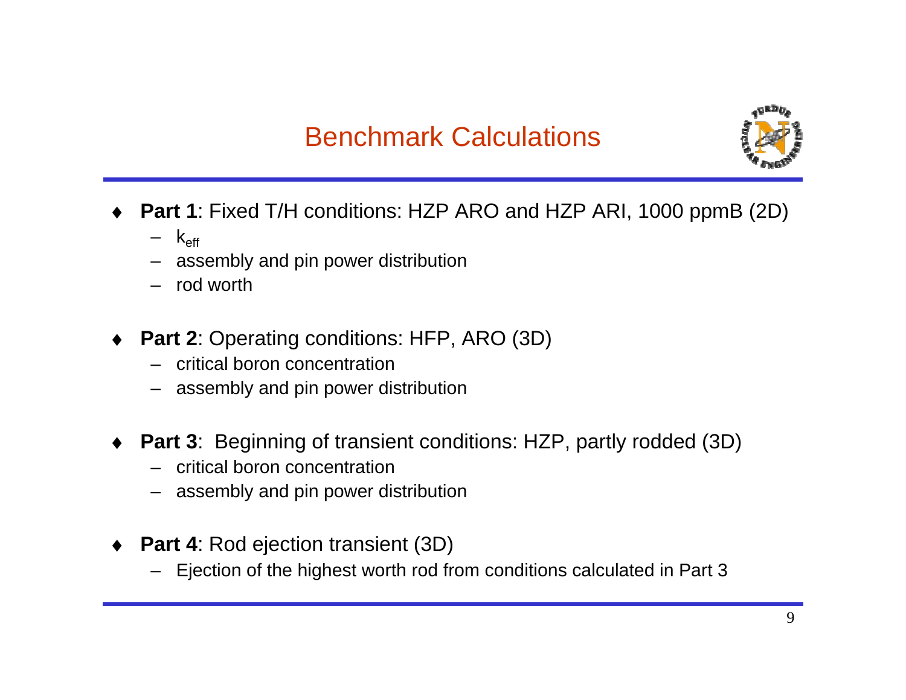# Benchmark Calculations

- **Part 1**: Fixed T/H conditions: HZP ARO and HZP ARI, 1000 ppmB (2D)
  - $k_{eff}$
  - assembly and pin power distribution
  - rod worth

- **Part 2**: Operating conditions: HFP, ARO (3D)
  - critical boron concentration
  - assembly and pin power distribution

- **Part 3**: Beginning of transient conditions: HZP, partly rodded (3D)
  - critical boron concentration
  - assembly and pin power distribution

- **Part 4**: Rod ejection transient (3D)
  - Ejection of the highest worth rod from conditions calculated in Part 3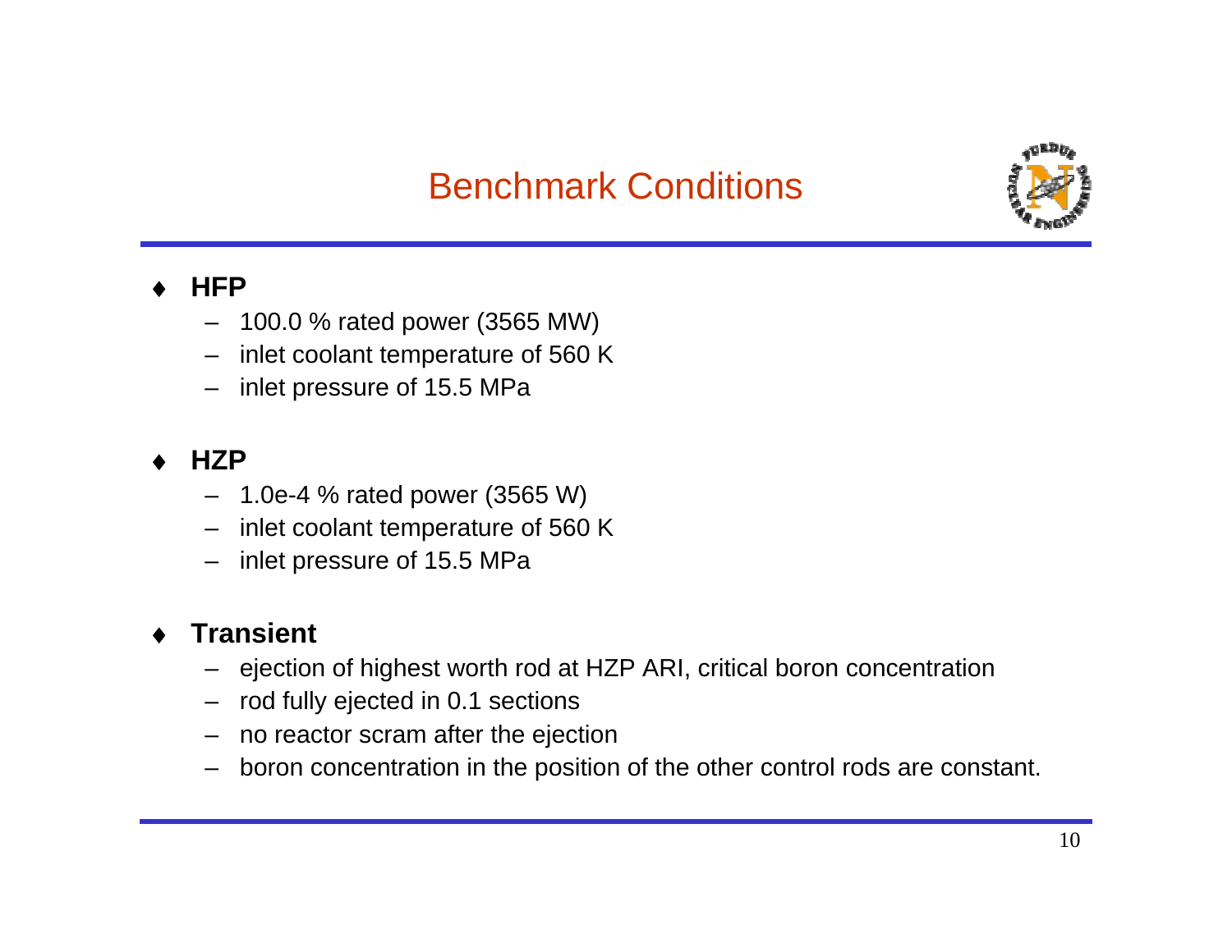# Benchmark Conditions

- **HFP**
  - 100.0 % rated power (3565 MW)
  - inlet coolant temperature of 560 K
  - inlet pressure of 15.5 MPa

- **HZP**
  - 1.0e-4 % rated power (3565 W)
  - inlet coolant temperature of 560 K
  - inlet pressure of 15.5 MPa

- **Transient**
  - ejection of highest worth rod at HZP ARI, critical boron concentration
  - rod fully ejected in 0.1 sections
  - no reactor scram after the ejection
  - boron concentration in the position of the other control rods are constant.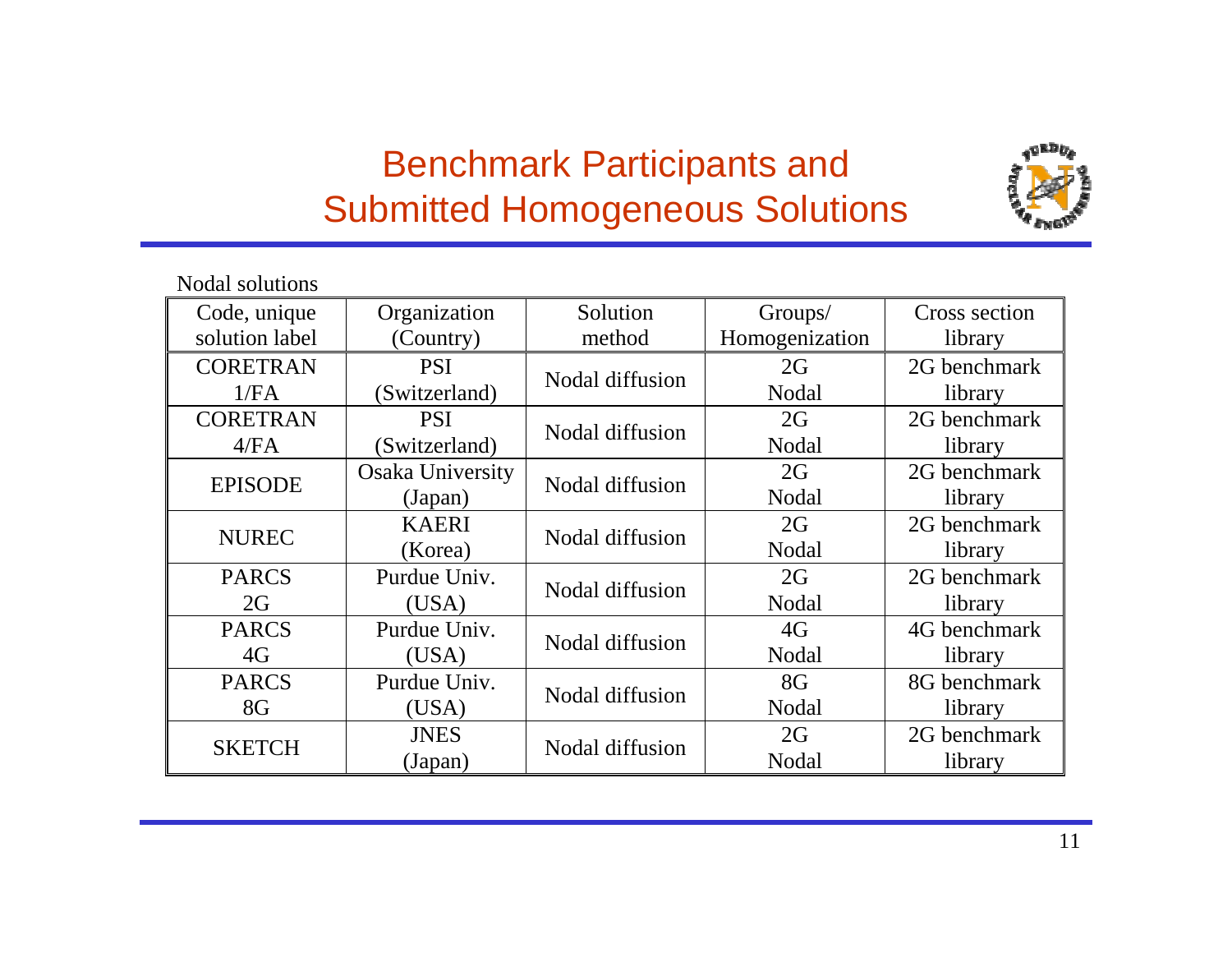# Benchmark Participants and Submitted Homogeneous Solutions

Nodal solutions

| Code, unique solution label | Organization (Country) | Solution method | Groups/ Homogenization | Cross section library |
|---|---|---|---|---|
| CORETRAN 1/FA | PSI (Switzerland) | Nodal diffusion | 2G Nodal | 2G benchmark library |
| CORETRAN 4/FA | PSI (Switzerland) | Nodal diffusion | 2G Nodal | 2G benchmark library |
| EPISODE | Osaka University (Japan) | Nodal diffusion | 2G Nodal | 2G benchmark library |
| NUREC | KAERI (Korea) | Nodal diffusion | 2G Nodal | 2G benchmark library |
| PARCS 2G | Purdue Univ. (USA) | Nodal diffusion | 2G Nodal | 2G benchmark library |
| PARCS 4G | Purdue Univ. (USA) | Nodal diffusion | 4G Nodal | 4G benchmark library |
| PARCS 8G | Purdue Univ. (USA) | Nodal diffusion | 8G Nodal | 8G benchmark library |
| SKETCH | JNES (Japan) | Nodal diffusion | 2G Nodal | 2G benchmark library |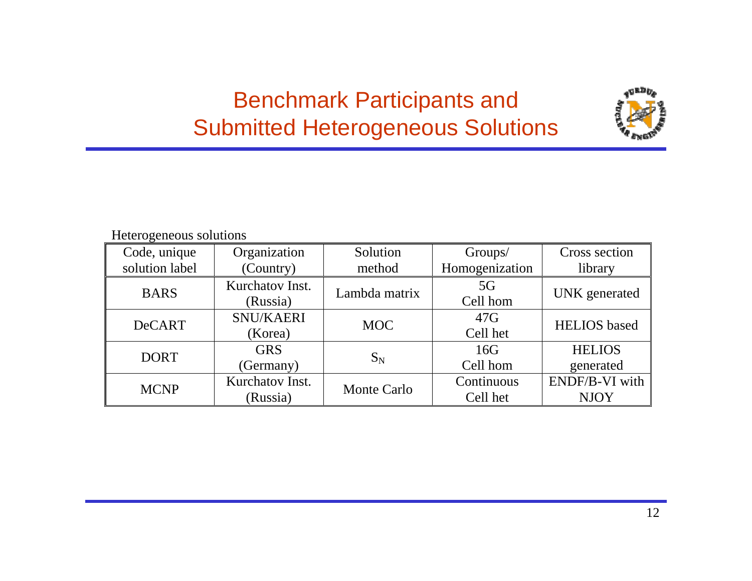# Benchmark Participants and Submitted Heterogeneous Solutions

Heterogeneous solutions

| Code, unique solution label | Organization (Country) | Solution method | Groups/ Homogenization | Cross section library |
|---|---|---|---|---|
| BARS | Kurchatov Inst. (Russia) | Lambda matrix | 5G Cell hom | UNK generated |
| DeCART | SNU/KAERI (Korea) | MOC | 47G Cell het | HELIOS based |
| DORT | GRS (Germany) | $S_N$ | 16G Cell hom | HELIOS generated |
| MCNP | Kurchatov Inst. (Russia) | Monte Carlo | Continuous Cell het | ENDF/B-VI with NJOY |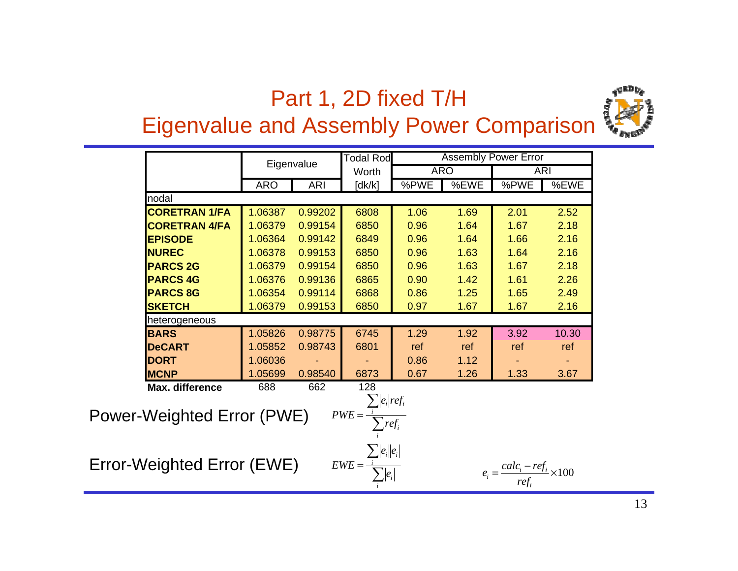# Part 1, 2D fixed T/H
## Eigenvalue and Assembly Power Comparison

| | Eigenvalue | | Todal Rod Worth | Assembly Power Error | | | |
|---|---|---|---|---|---|---|---|
| | | | | ARO | | ARI | |
| | ARO | ARI | [dk/k] | %PWE | %EWE | %PWE | %EWE |
| nodal | | | | | | | |
| **CORETRAN 1/FA** | 1.06387 | 0.99202 | 6808 | 1.06 | 1.69 | 2.01 | 2.52 |
| **CORETRAN 4/FA** | 1.06379 | 0.99154 | 6850 | 0.96 | 1.64 | 1.67 | 2.18 |
| **EPISODE** | 1.06364 | 0.99142 | 6849 | 0.96 | 1.64 | 1.66 | 2.16 |
| **NUREC** | 1.06378 | 0.99153 | 6850 | 0.96 | 1.63 | 1.64 | 2.16 |
| **PARCS 2G** | 1.06379 | 0.99154 | 6850 | 0.96 | 1.63 | 1.67 | 2.18 |
| **PARCS 4G** | 1.06376 | 0.99136 | 6865 | 0.90 | 1.42 | 1.61 | 2.26 |
| **PARCS 8G** | 1.06354 | 0.99114 | 6868 | 0.86 | 1.25 | 1.65 | 2.49 |
| **SKETCH** | 1.06379 | 0.99153 | 6850 | 0.97 | 1.67 | 1.67 | 2.16 |
| heterogeneous | | | | | | | |
| **BARS** | 1.05826 | 0.98775 | 6745 | 1.29 | 1.92 | 3.92 | 10.30 |
| **DeCART** | 1.05852 | 0.98743 | 6801 | ref | ref | ref | ref |
| **DORT** | 1.06036 | - | - | 0.86 | 1.12 | - | - |
| **MCNP** | 1.05699 | 0.98540 | 6873 | 0.67 | 1.26 | 1.33 | 3.67 |
| **Max. difference** | 688 | 662 | 128 | | | | |

Power-Weighted Error (PWE)

$$PWE = \frac{\sum_i |e_i| ref_i}{\sum_i ref_i}$$

Error-Weighted Error (EWE)

$$EWE = \frac{\sum_i |e_i||e_i|}{\sum_i |e_i|}$$

$$e_i = \frac{calc_i - ref_i}{ref_i} \times 100$$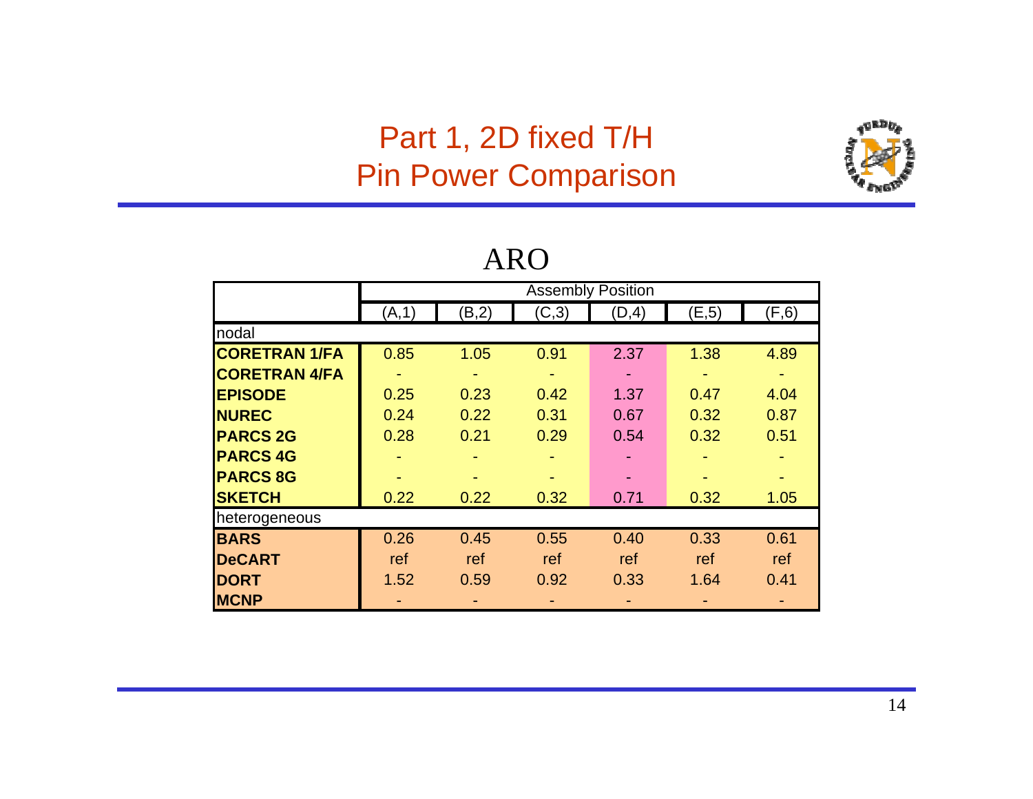# Part 1, 2D fixed T/H
# Pin Power Comparison

## ARO

| | Assembly Position | | | | | |
|---|---|---|---|---|---|---|
| | (A,1) | (B,2) | (C,3) | (D,4) | (E,5) | (F,6) |
| nodal | | | | | | |
| **CORETRAN 1/FA** | 0.85 | 1.05 | 0.91 | 2.37 | 1.38 | 4.89 |
| **CORETRAN 4/FA** | - | - | - | - | - | - |
| **EPISODE** | 0.25 | 0.23 | 0.42 | 1.37 | 0.47 | 4.04 |
| **NUREC** | 0.24 | 0.22 | 0.31 | 0.67 | 0.32 | 0.87 |
| **PARCS 2G** | 0.28 | 0.21 | 0.29 | 0.54 | 0.32 | 0.51 |
| **PARCS 4G** | - | - | - | - | - | - |
| **PARCS 8G** | - | - | - | - | - | - |
| **SKETCH** | 0.22 | 0.22 | 0.32 | 0.71 | 0.32 | 1.05 |
| heterogeneous | | | | | | |
| **BARS** | 0.26 | 0.45 | 0.55 | 0.40 | 0.33 | 0.61 |
| **DeCART** | ref | ref | ref | ref | ref | ref |
| **DORT** | 1.52 | 0.59 | 0.92 | 0.33 | 1.64 | 0.41 |
| **MCNP** | - | - | - | - | - | - |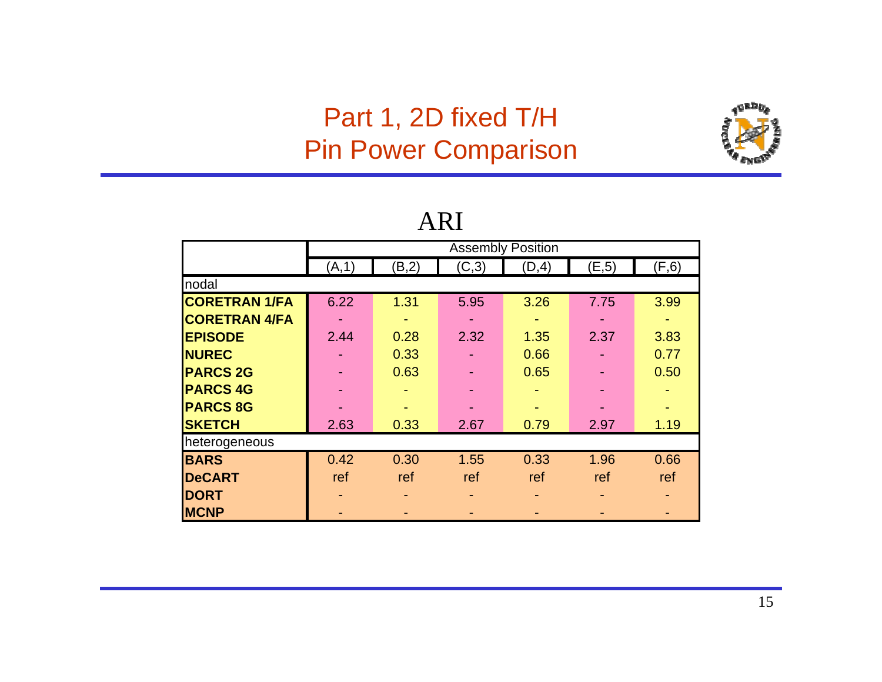# Part 1, 2D fixed T/H
# Pin Power Comparison

## ARI

| | Assembly Position | | | | | |
|---|---|---|---|---|---|---|
| | (A,1) | (B,2) | (C,3) | (D,4) | (E,5) | (F,6) |
| nodal | | | | | | |
| **CORETRAN 1/FA** | 6.22 | 1.31 | 5.95 | 3.26 | 7.75 | 3.99 |
| **CORETRAN 4/FA** | - | - | - | - | - | - |
| **EPISODE** | 2.44 | 0.28 | 2.32 | 1.35 | 2.37 | 3.83 |
| **NUREC** | - | 0.33 | - | 0.66 | - | 0.77 |
| **PARCS 2G** | - | 0.63 | - | 0.65 | - | 0.50 |
| **PARCS 4G** | - | - | - | - | - | - |
| **PARCS 8G** | - | - | - | - | - | - |
| **SKETCH** | 2.63 | 0.33 | 2.67 | 0.79 | 2.97 | 1.19 |
| heterogeneous | | | | | | |
| **BARS** | 0.42 | 0.30 | 1.55 | 0.33 | 1.96 | 0.66 |
| **DeCART** | ref | ref | ref | ref | ref | ref |
| **DORT** | - | - | - | - | - | - |
| **MCNP** | - | - | - | - | - | - |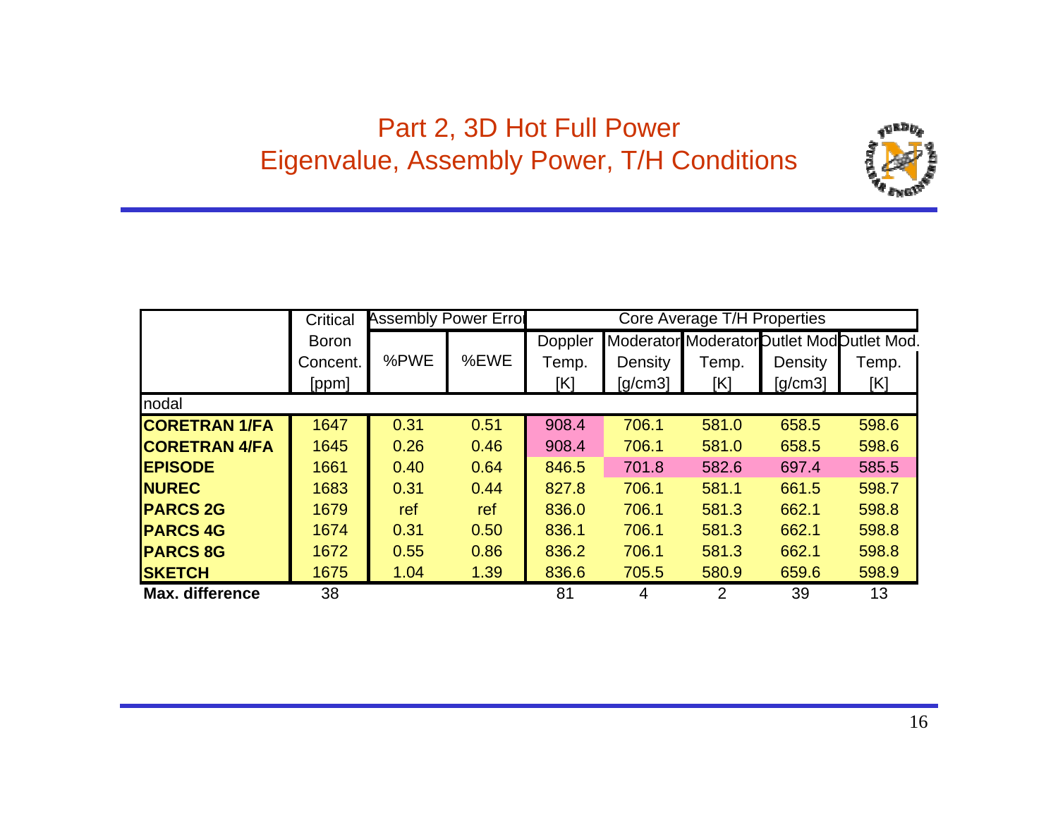# Part 2, 3D Hot Full Power
## Eigenvalue, Assembly Power, T/H Conditions

| | Critical Boron Concent. [ppm] | Assembly Power Error | | Core Average T/H Properties | | | | |
|---|---|---|---|---|---|---|---|---|
| | | %PWE | %EWE | Doppler Temp. [K] | Moderator Density [g/cm3] | Moderator Temp. [K] | Outlet Mod Density [g/cm3] | Outlet Mod. Temp. [K] |
| nodal | | | | | | | | |
| **CORETRAN 1/FA** | 1647 | 0.31 | 0.51 | 908.4 | 706.1 | 581.0 | 658.5 | 598.6 |
| **CORETRAN 4/FA** | 1645 | 0.26 | 0.46 | 908.4 | 706.1 | 581.0 | 658.5 | 598.6 |
| **EPISODE** | 1661 | 0.40 | 0.64 | 846.5 | 701.8 | 582.6 | 697.4 | 585.5 |
| **NUREC** | 1683 | 0.31 | 0.44 | 827.8 | 706.1 | 581.1 | 661.5 | 598.7 |
| **PARCS 2G** | 1679 | ref | ref | 836.0 | 706.1 | 581.3 | 662.1 | 598.8 |
| **PARCS 4G** | 1674 | 0.31 | 0.50 | 836.1 | 706.1 | 581.3 | 662.1 | 598.8 |
| **PARCS 8G** | 1672 | 0.55 | 0.86 | 836.2 | 706.1 | 581.3 | 662.1 | 598.8 |
| **SKETCH** | 1675 | 1.04 | 1.39 | 836.6 | 705.5 | 580.9 | 659.6 | 598.9 |
| **Max. difference** | 38 | | | 81 | 4 | 2 | 39 | 13 |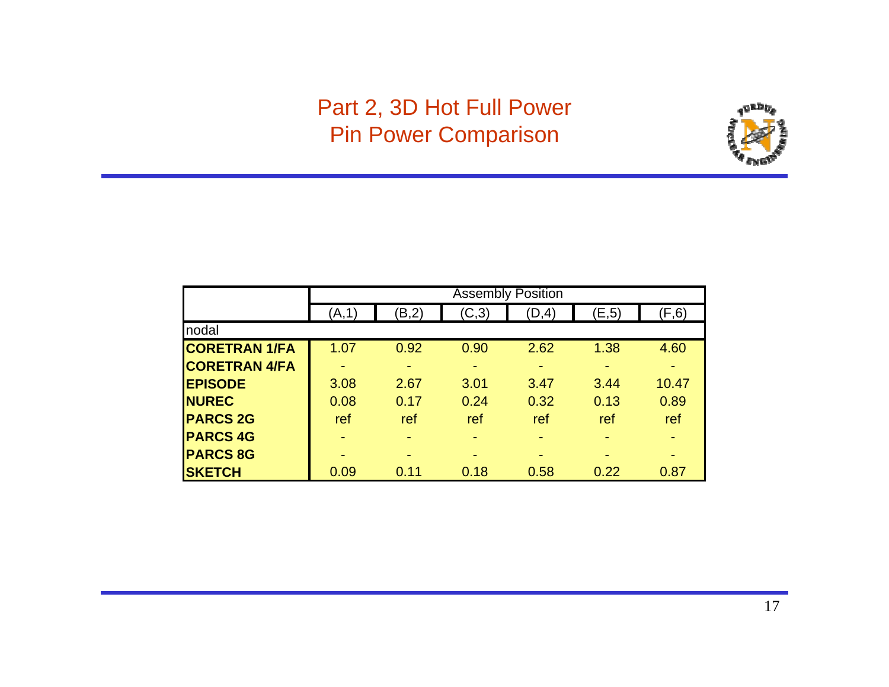# Part 2, 3D Hot Full Power
# Pin Power Comparison

| | Assembly Position | | | | | |
|---|---|---|---|---|---|---|
| | (A,1) | (B,2) | (C,3) | (D,4) | (E,5) | (F,6) |
| nodal | | | | | | |
| **CORETRAN 1/FA** | 1.07 | 0.92 | 0.90 | 2.62 | 1.38 | 4.60 |
| **CORETRAN 4/FA** | - | - | - | - | - | - |
| **EPISODE** | 3.08 | 2.67 | 3.01 | 3.47 | 3.44 | 10.47 |
| **NUREC** | 0.08 | 0.17 | 0.24 | 0.32 | 0.13 | 0.89 |
| **PARCS 2G** | ref | ref | ref | ref | ref | ref |
| **PARCS 4G** | - | - | - | - | - | - |
| **PARCS 8G** | - | - | - | - | - | - |
| **SKETCH** | 0.09 | 0.11 | 0.18 | 0.58 | 0.22 | 0.87 |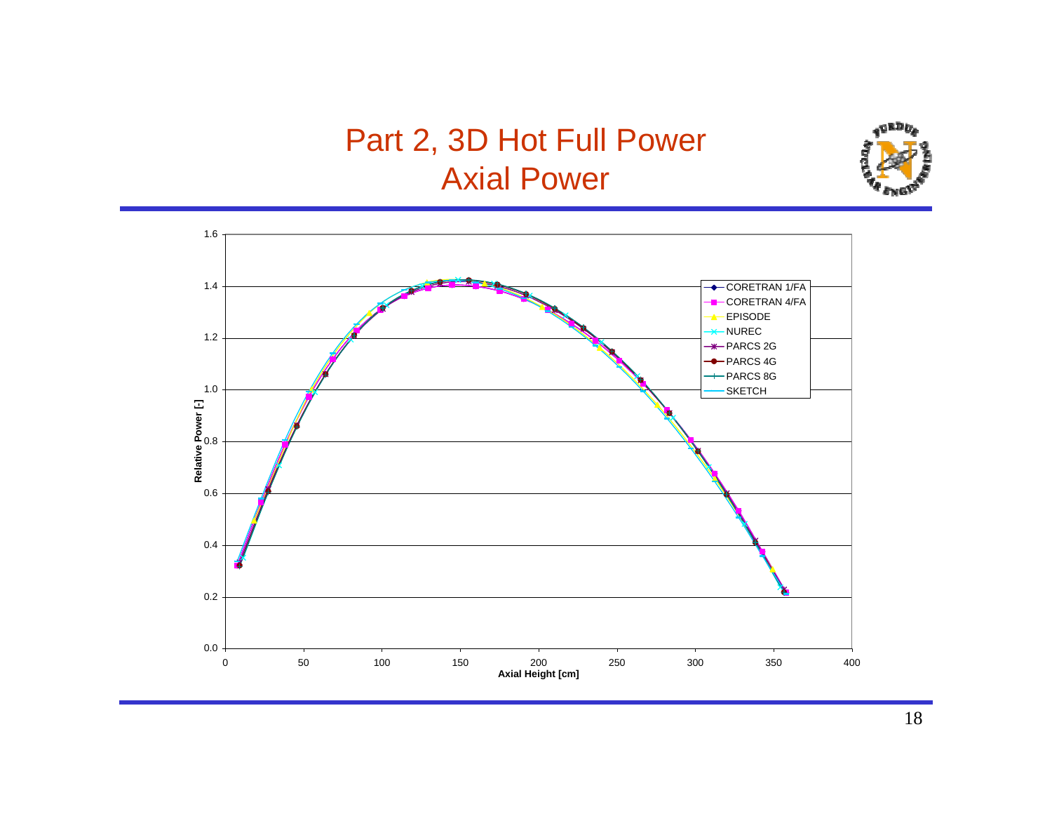# Part 2, 3D Hot Full Power
## Axial Power

Relative Power [-] vs. Axial Height [cm]

Legend: CORETRAN 1/FA, CORETRAN 4/FA, EPISODE, NUREC, PARCS 2G, PARCS 4G, PARCS 8G, SKETCH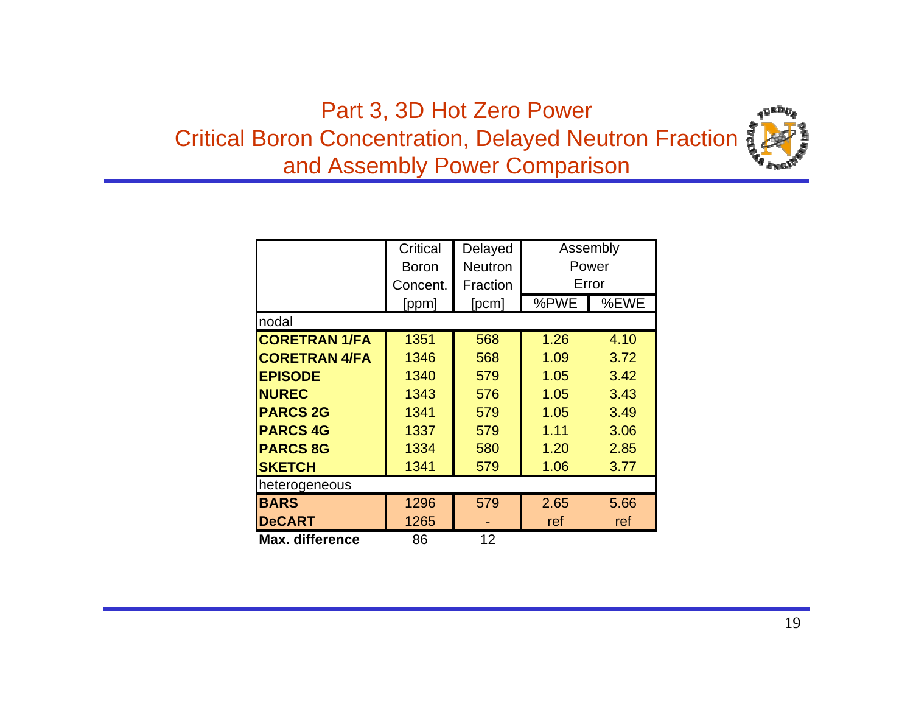# Part 3, 3D Hot Zero Power
## Critical Boron Concentration, Delayed Neutron Fraction and Assembly Power Comparison

| | Critical Boron Concent. [ppm] | Delayed Neutron Fraction [pcm] | Assembly Power Error | |
|---|---|---|---|---|
| | | | %PWE | %EWE |
| nodal | | | | |
| **CORETRAN 1/FA** | 1351 | 568 | 1.26 | 4.10 |
| **CORETRAN 4/FA** | 1346 | 568 | 1.09 | 3.72 |
| **EPISODE** | 1340 | 579 | 1.05 | 3.42 |
| **NUREC** | 1343 | 576 | 1.05 | 3.43 |
| **PARCS 2G** | 1341 | 579 | 1.05 | 3.49 |
| **PARCS 4G** | 1337 | 579 | 1.11 | 3.06 |
| **PARCS 8G** | 1334 | 580 | 1.20 | 2.85 |
| **SKETCH** | 1341 | 579 | 1.06 | 3.77 |
| heterogeneous | | | | |
| **BARS** | 1296 | 579 | 2.65 | 5.66 |
| **DeCART** | 1265 | - | ref | ref |
| **Max. difference** | 86 | 12 | | |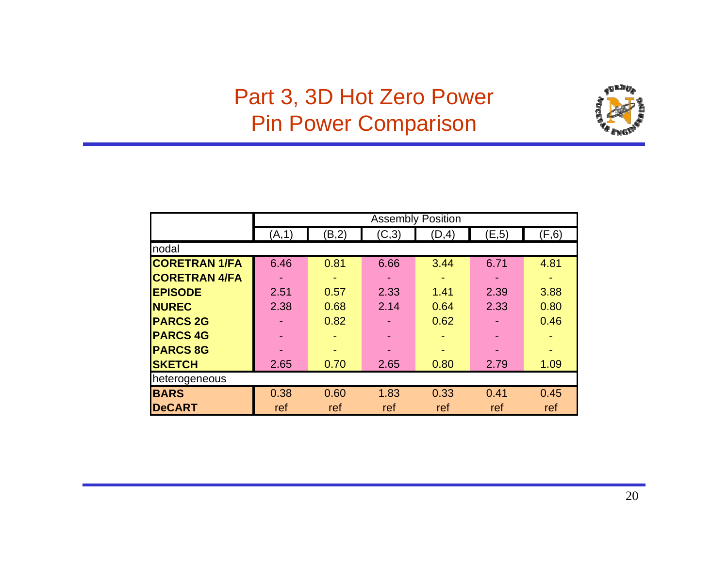# Part 3, 3D Hot Zero Power Pin Power Comparison

| | Assembly Position | | | | | |
|---|---|---|---|---|---|---|
| | (A,1) | (B,2) | (C,3) | (D,4) | (E,5) | (F,6) |
| nodal | | | | | | |
| **CORETRAN 1/FA** | 6.46 | 0.81 | 6.66 | 3.44 | 6.71 | 4.81 |
| **CORETRAN 4/FA** | - | - | - | - | - | - |
| **EPISODE** | 2.51 | 0.57 | 2.33 | 1.41 | 2.39 | 3.88 |
| **NUREC** | 2.38 | 0.68 | 2.14 | 0.64 | 2.33 | 0.80 |
| **PARCS 2G** | - | 0.82 | - | 0.62 | - | 0.46 |
| **PARCS 4G** | - | - | - | - | - | - |
| **PARCS 8G** | - | - | - | - | - | - |
| **SKETCH** | 2.65 | 0.70 | 2.65 | 0.80 | 2.79 | 1.09 |
| heterogeneous | | | | | | |
| **BARS** | 0.38 | 0.60 | 1.83 | 0.33 | 0.41 | 0.45 |
| **DeCART** | ref | ref | ref | ref | ref | ref |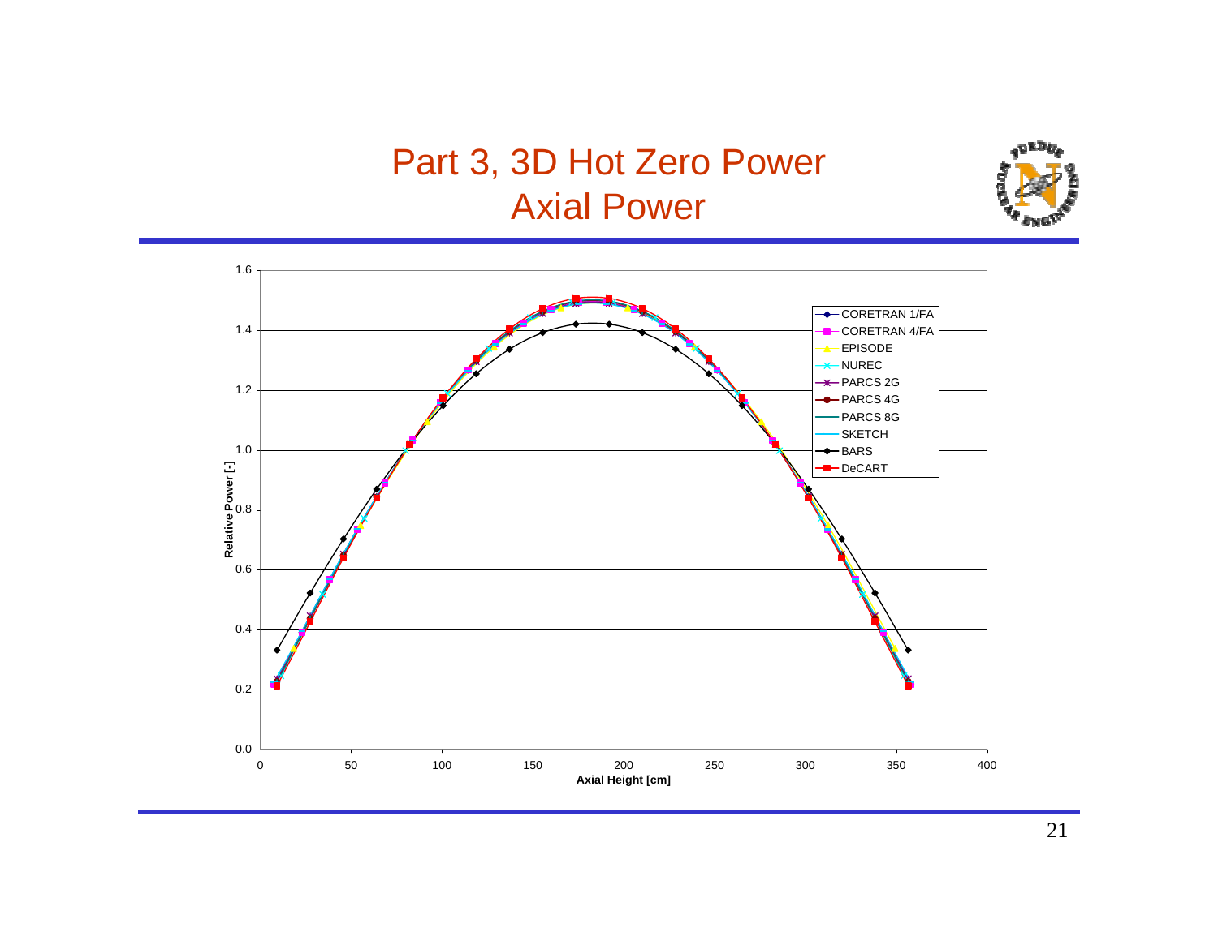# Part 3, 3D Hot Zero Power
## Axial Power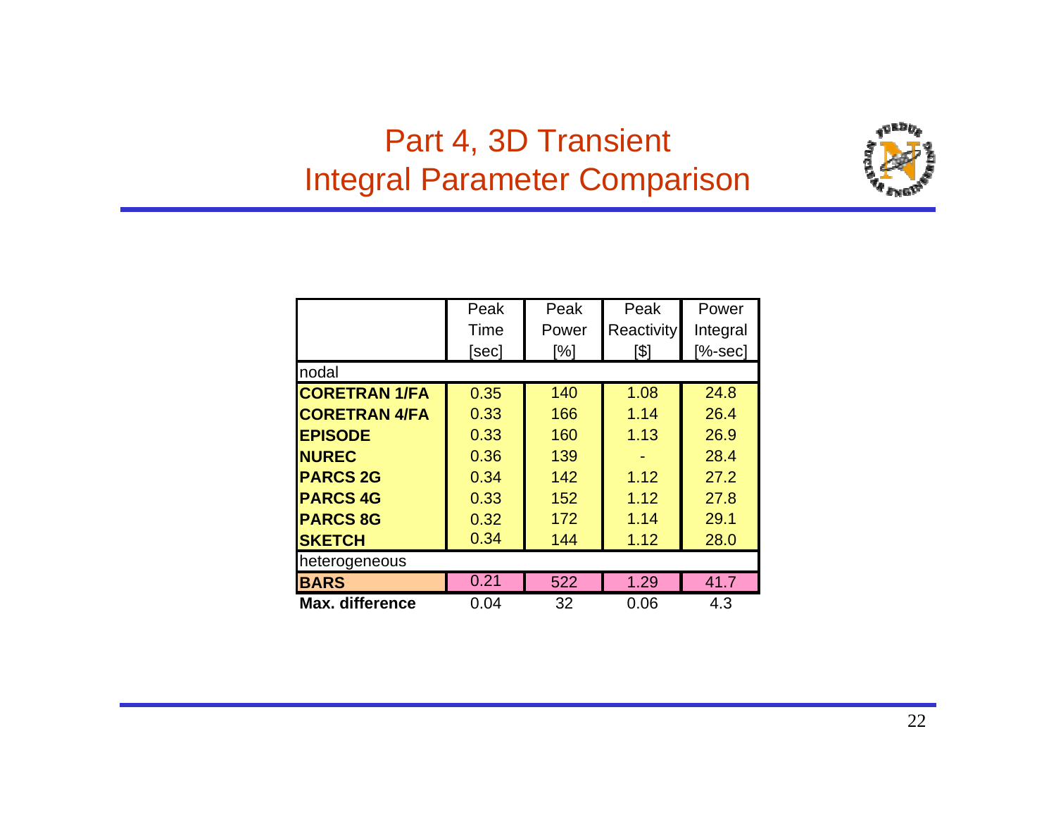# Part 4, 3D Transient Integral Parameter Comparison

| | Peak Time [sec] | Peak Power [%] | Peak Reactivity [$] | Power Integral [%-sec] |
|---|---|---|---|---|
| nodal | | | | |
| **CORETRAN 1/FA** | 0.35 | 140 | 1.08 | 24.8 |
| **CORETRAN 4/FA** | 0.33 | 166 | 1.14 | 26.4 |
| **EPISODE** | 0.33 | 160 | 1.13 | 26.9 |
| **NUREC** | 0.36 | 139 | - | 28.4 |
| **PARCS 2G** | 0.34 | 142 | 1.12 | 27.2 |
| **PARCS 4G** | 0.33 | 152 | 1.12 | 27.8 |
| **PARCS 8G** | 0.32 | 172 | 1.14 | 29.1 |
| **SKETCH** | 0.34 | 144 | 1.12 | 28.0 |
| heterogeneous | | | | |
| **BARS** | 0.21 | 522 | 1.29 | 41.7 |
| **Max. difference** | 0.04 | 32 | 0.06 | 4.3 |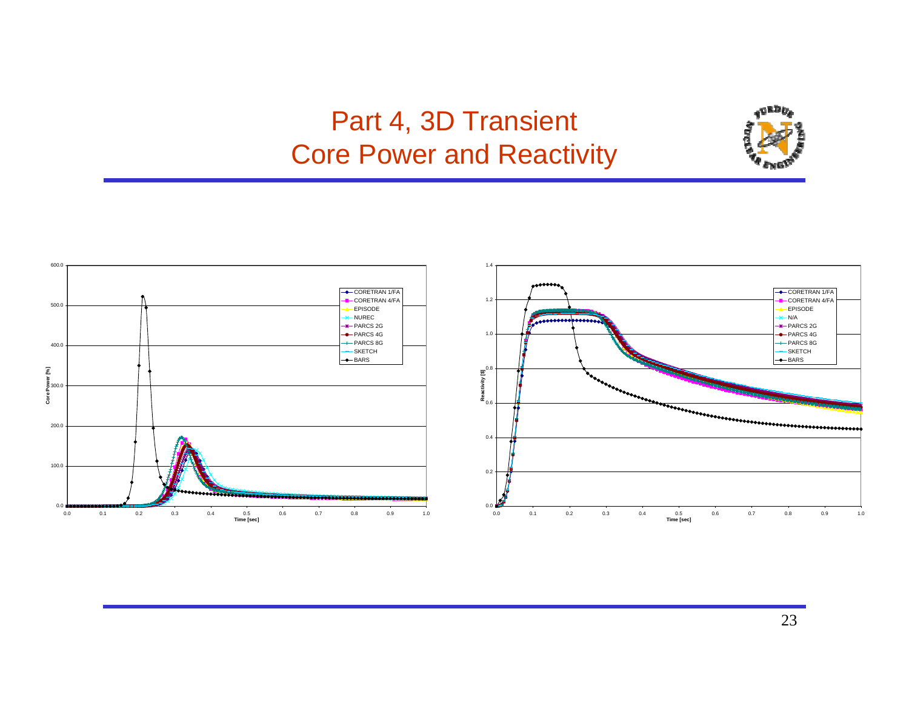# Part 4, 3D Transient
# Core Power and Reactivity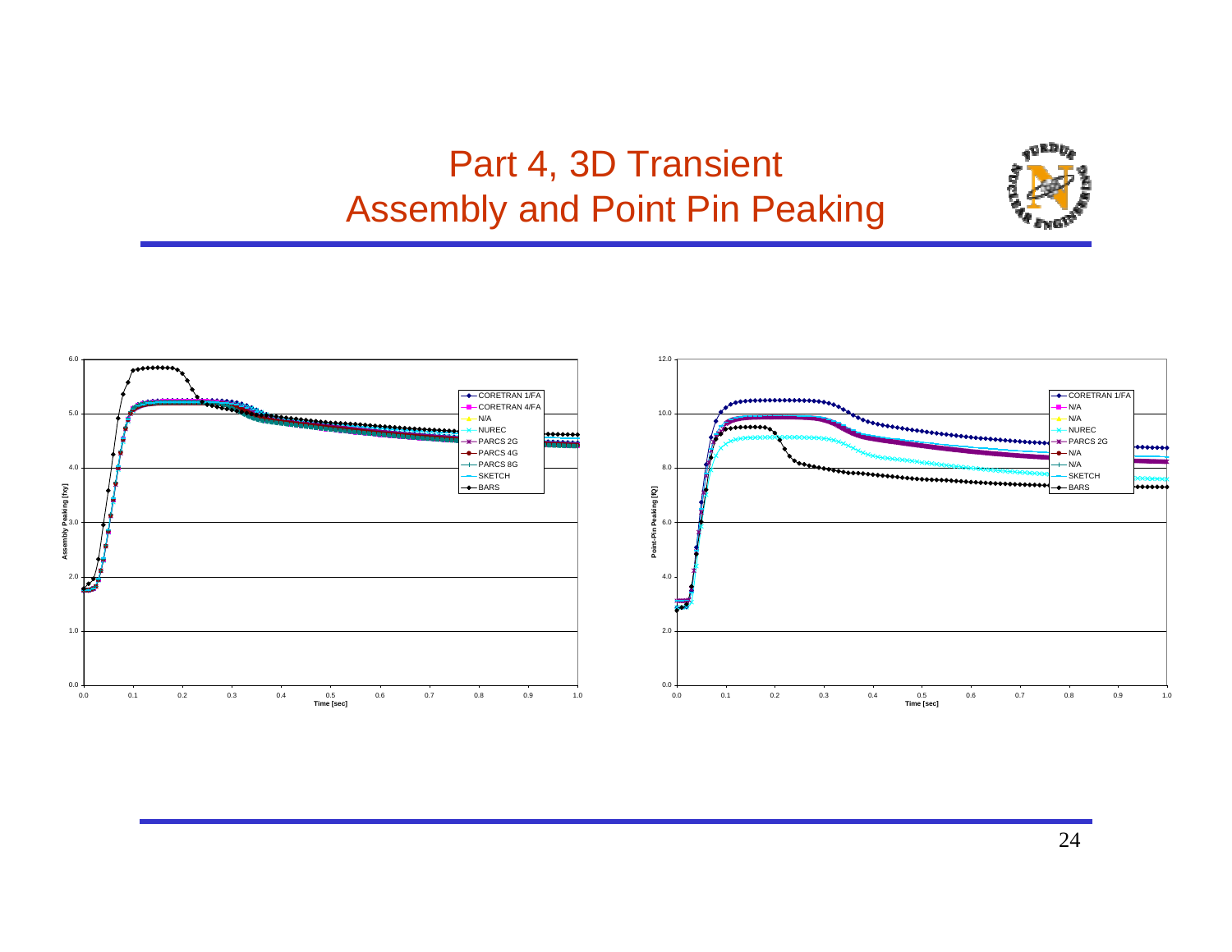# Part 4, 3D Transient
# Assembly and Point Pin Peaking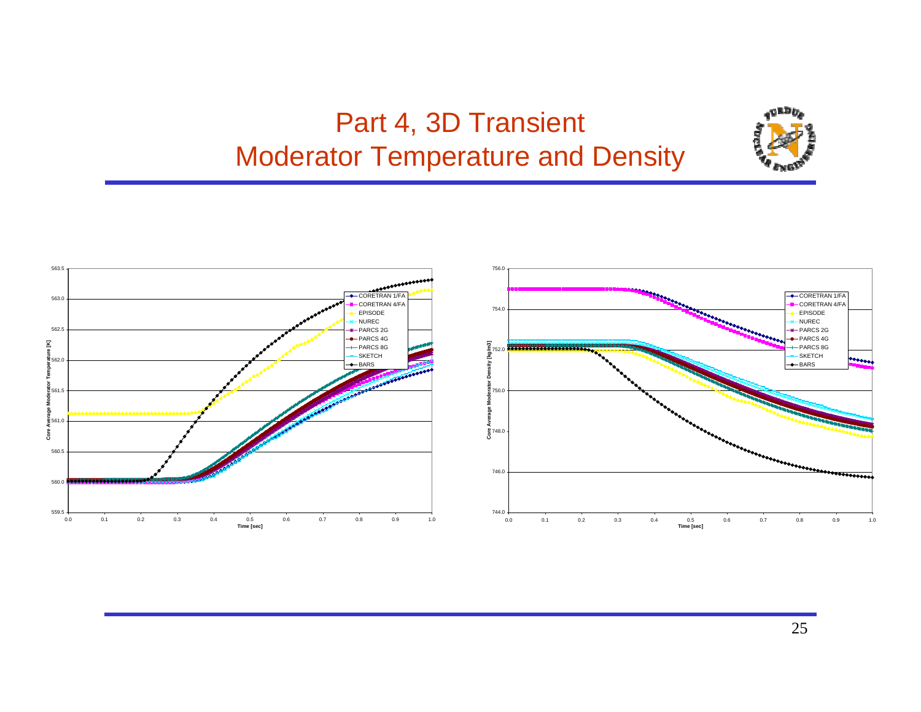# Part 4, 3D Transient
## Moderator Temperature and Density

Core Average Moderator Temperature [K]

563.5
563.0
562.5
562.0
561.5
561.0
560.5
560.0
559.5

0.0 0.1 0.2 0.3 0.4 0.5 0.6 0.7 0.8 0.9 1.0

Time [sec]

- CORETRAN 1/FA
- CORETRAN 4/FA
- EPISODE
- NUREC
- PARCS 2G
- PARCS 4G
- PARCS 8G
- SKETCH
- BARS

Core Average Moderator Density [kg/m3]

756.0
754.0
752.0
750.0
748.0
746.0
744.0

0.0 0.1 0.2 0.3 0.4 0.5 0.6 0.7 0.8 0.9 1.0

Time [sec]

- CORETRAN 1/FA
- CORETRAN 4/FA
- EPISODE
- NUREC
- PARCS 2G
- PARCS 4G
- PARCS 8G
- SKETCH
- BARS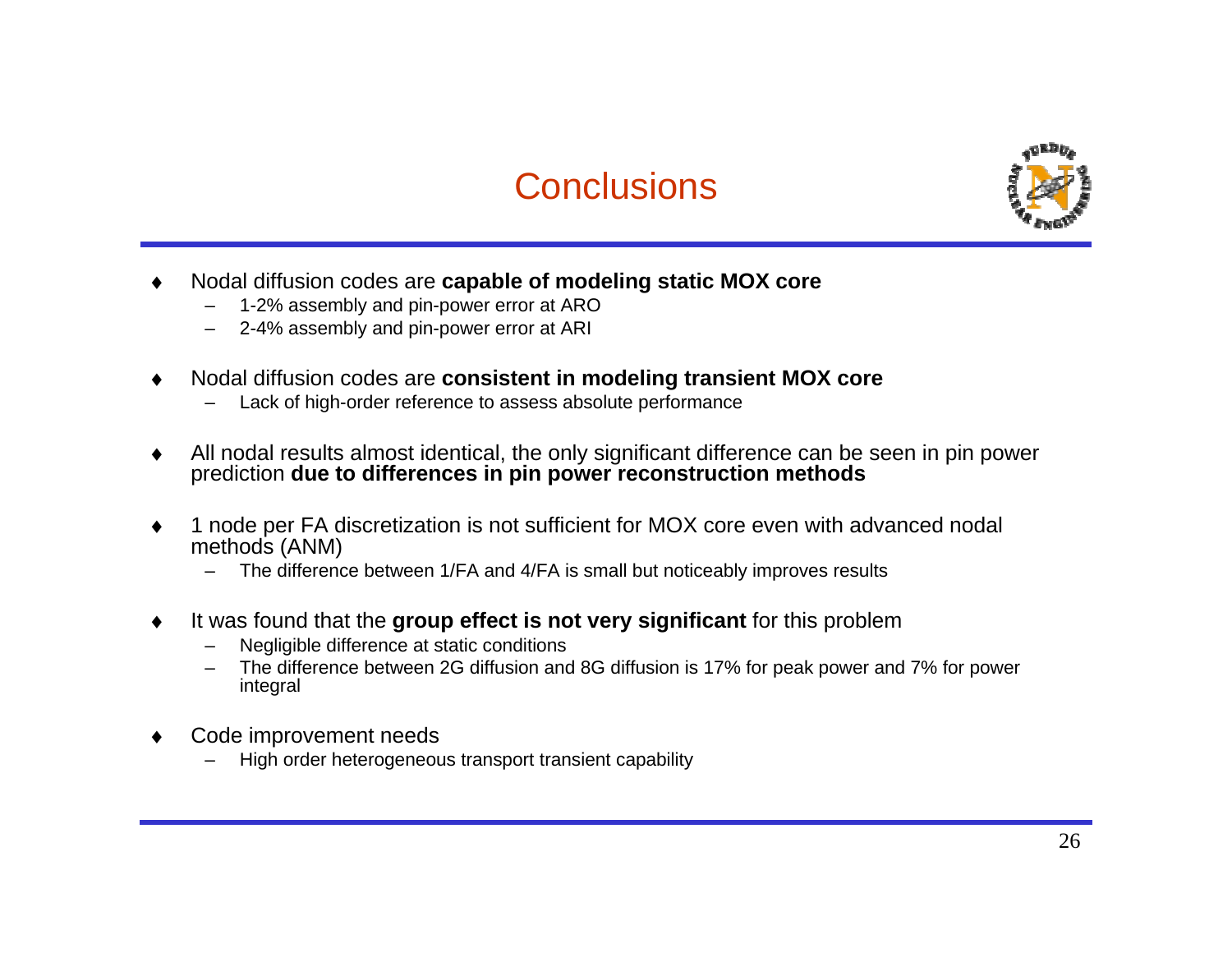# Conclusions

- Nodal diffusion codes are **capable of modeling static MOX core**
  - 1-2% assembly and pin-power error at ARO
  - 2-4% assembly and pin-power error at ARI
- Nodal diffusion codes are **consistent in modeling transient MOX core**
  - Lack of high-order reference to assess absolute performance
- All nodal results almost identical, the only significant difference can be seen in pin power prediction **due to differences in pin power reconstruction methods**
- 1 node per FA discretization is not sufficient for MOX core even with advanced nodal methods (ANM)
  - The difference between 1/FA and 4/FA is small but noticeably improves results
- It was found that the **group effect is not very significant** for this problem
  - Negligible difference at static conditions
  - The difference between 2G diffusion and 8G diffusion is 17% for peak power and 7% for power integral
- Code improvement needs
  - High order heterogeneous transport transient capability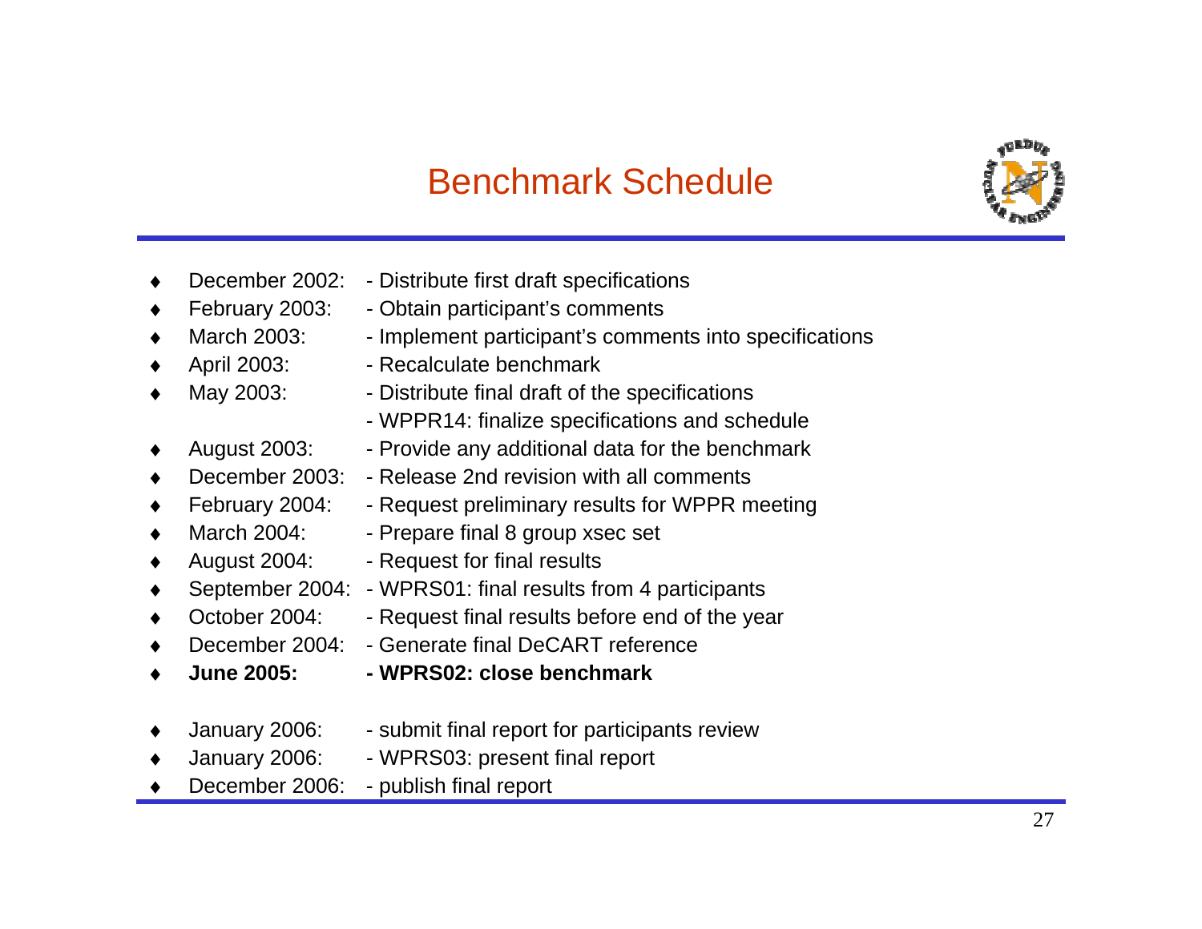# Benchmark Schedule

- December 2002: - Distribute first draft specifications
- February 2003: - Obtain participant's comments
- March 2003: - Implement participant's comments into specifications
- April 2003: - Recalculate benchmark
- May 2003: - Distribute final draft of the specifications
  - WPPR14: finalize specifications and schedule
- August 2003: - Provide any additional data for the benchmark
- December 2003: - Release 2nd revision with all comments
- February 2004: - Request preliminary results for WPPR meeting
- March 2004: - Prepare final 8 group xsec set
- August 2004: - Request for final results
- September 2004: - WPRS01: final results from 4 participants
- October 2004: - Request final results before end of the year
- December 2004: - Generate final DeCART reference
- **June 2005: - WPRS02: close benchmark**

- January 2006: - submit final report for participants review
- January 2006: - WPRS03: present final report
- December 2006: - publish final report